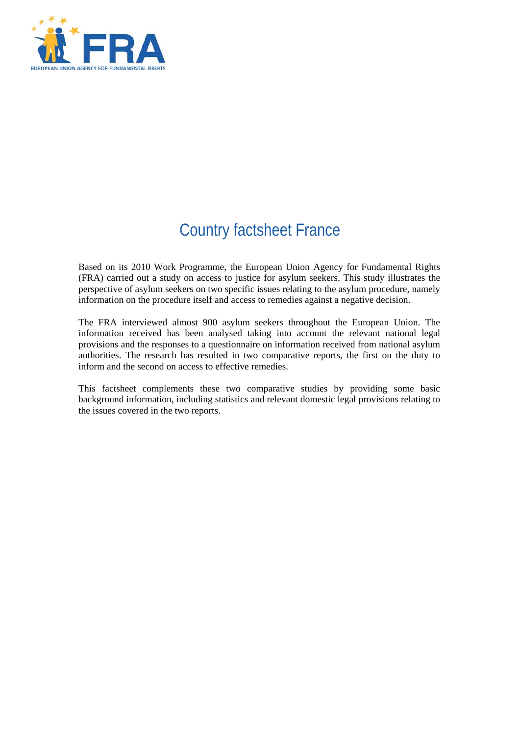# Country factsheet France

Based on its 2010 Work Programme, the European Union Agency for Fundamental Rights (FRA) carried out a study on access to justice for asylum seekers. This study illustrates the perspective of asylum seekers on two specific issues relating to the asylum procedure, namely information on the procedure itself and access to remedies against a negative decision.

The FRA interviewed almost 900 asylum seekers throughout the European Union. The information received has been analysed taking into account the relevant national legal provisions and the responses to a questionnaire on information received from national asylum authorities. The research has resulted in two comparative reports, the first on the duty to inform and the second on access to effective remedies.

This factsheet complements these two comparative studies by providing some basic background information, including statistics and relevant domestic legal provisions relating to the issues covered in the two reports.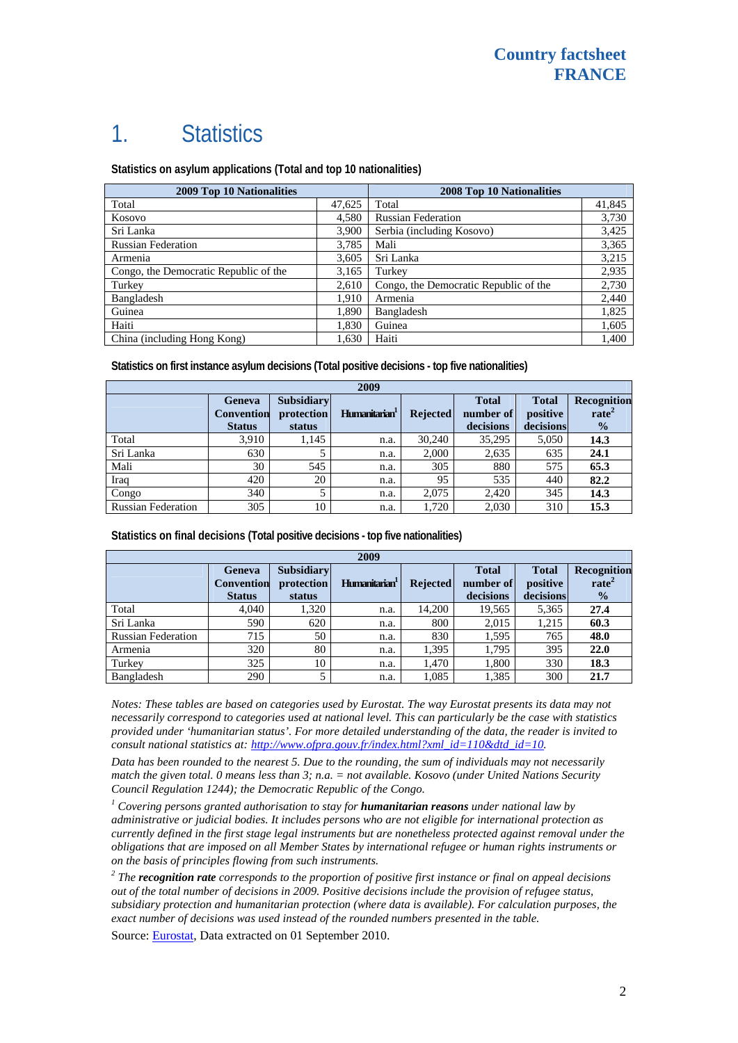# 1. Statistics

### Statistics on asylum applications (Total and top 10 nationalities)

| 2009 Top 10 Nationalities | | 2008 Top 10 Nationalities | |
|---|---|---|---|
| Total | 47,625 | Total | 41,845 |
| Kosovo | 4,580 | Russian Federation | 3,730 |
| Sri Lanka | 3,900 | Serbia (including Kosovo) | 3,425 |
| Russian Federation | 3,785 | Mali | 3,365 |
| Armenia | 3,605 | Sri Lanka | 3,215 |
| Congo, the Democratic Republic of the | 3,165 | Turkey | 2,935 |
| Turkey | 2,610 | Congo, the Democratic Republic of the | 2,730 |
| Bangladesh | 1,910 | Armenia | 2,440 |
| Guinea | 1,890 | Bangladesh | 1,825 |
| Haiti | 1,830 | Guinea | 1,605 |
| China (including Hong Kong) | 1,630 | Haiti | 1,400 |

### Statistics on first instance asylum decisions (Total positive decisions - top five nationalities)

| 2009 | | | | | | | |
|---|---|---|---|---|---|---|---|
| | Geneva Convention Status | Subsidiary protection status | Humanitarian[1] | Rejected | Total number of decisions | Total positive decisions | Recognition rate[2] % |
| Total | 3,910 | 1,145 | n.a. | 30,240 | 35,295 | 5,050 | **14.3** |
| Sri Lanka | 630 | 5 | n.a. | 2,000 | 2,635 | 635 | **24.1** |
| Mali | 30 | 545 | n.a. | 305 | 880 | 575 | **65.3** |
| Iraq | 420 | 20 | n.a. | 95 | 535 | 440 | **82.2** |
| Congo | 340 | 5 | n.a. | 2,075 | 2,420 | 345 | **14.3** |
| Russian Federation | 305 | 10 | n.a. | 1,720 | 2,030 | 310 | **15.3** |

### Statistics on final decisions (Total positive decisions - top five nationalities)

| 2009 | | | | | | | |
|---|---|---|---|---|---|---|---|
| | Geneva Convention Status | Subsidiary protection status | Humanitarian[1] | Rejected | Total number of decisions | Total positive decisions | Recognition rate[2] % |
| Total | 4,040 | 1,320 | n.a. | 14,200 | 19,565 | 5,365 | **27.4** |
| Sri Lanka | 590 | 620 | n.a. | 800 | 2,015 | 1,215 | **60.3** |
| Russian Federation | 715 | 50 | n.a. | 830 | 1,595 | 765 | **48.0** |
| Armenia | 320 | 80 | n.a. | 1,395 | 1,795 | 395 | **22.0** |
| Turkey | 325 | 10 | n.a. | 1,470 | 1,800 | 330 | **18.3** |
| Bangladesh | 290 | 5 | n.a. | 1,085 | 1,385 | 300 | **21.7** |

*Notes: These tables are based on categories used by Eurostat. The way Eurostat presents its data may not necessarily correspond to categories used at national level. This can particularly be the case with statistics provided under 'humanitarian status'. For more detailed understanding of the data, the reader is invited to consult national statistics at: [http://www.ofpra.gouv.fr/index.html?xml_id=110&dtd_id=10](http://www.ofpra.gouv.fr/index.html?xml_id=110&dtd_id=10).*

*Data has been rounded to the nearest 5. Due to the rounding, the sum of individuals may not necessarily match the given total. 0 means less than 3; n.a. = not available. Kosovo (under United Nations Security Council Regulation 1244); the Democratic Republic of the Congo.*

*[1] Covering persons granted authorisation to stay for **humanitarian reasons** under national law by administrative or judicial bodies. It includes persons who are not eligible for international protection as currently defined in the first stage legal instruments but are nonetheless protected against removal under the obligations that are imposed on all Member States by international refugee or human rights instruments or on the basis of principles flowing from such instruments.*

*[2] The **recognition rate** corresponds to the proportion of positive first instance or final on appeal decisions out of the total number of decisions in 2009. Positive decisions include the provision of refugee status, subsidiary protection and humanitarian protection (where data is available). For calculation purposes, the exact number of decisions was used instead of the rounded numbers presented in the table.*

Source: Eurostat, Data extracted on 01 September 2010.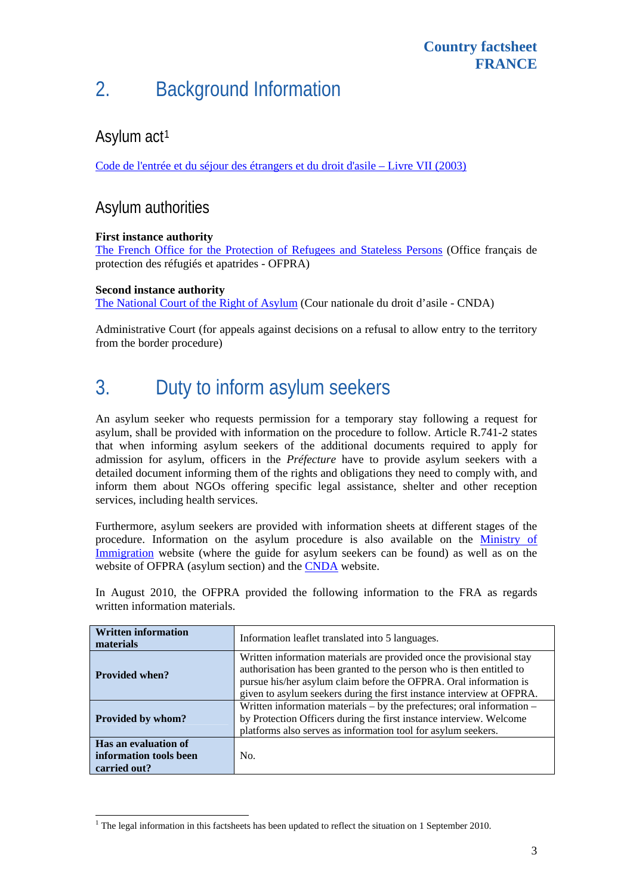## 2. Background Information

### Asylum act[1]

Code de l'entrée et du séjour des étrangers et du droit d'asile – Livre VII (2003)

### Asylum authorities

**First instance authority**
The French Office for the Protection of Refugees and Stateless Persons (Office français de protection des réfugiés et apatrides - OFPRA)

**Second instance authority**
The National Court of the Right of Asylum (Cour nationale du droit d'asile - CNDA)

Administrative Court (for appeals against decisions on a refusal to allow entry to the territory from the border procedure)

## 3. Duty to inform asylum seekers

An asylum seeker who requests permission for a temporary stay following a request for asylum, shall be provided with information on the procedure to follow. Article R.741-2 states that when informing asylum seekers of the additional documents required to apply for admission for asylum, officers in the *Préfecture* have to provide asylum seekers with a detailed document informing them of the rights and obligations they need to comply with, and inform them about NGOs offering specific legal assistance, shelter and other reception services, including health services.

Furthermore, asylum seekers are provided with information sheets at different stages of the procedure. Information on the asylum procedure is also available on the Ministry of Immigration website (where the guide for asylum seekers can be found) as well as on the website of OFPRA (asylum section) and the CNDA website.

In August 2010, the OFPRA provided the following information to the FRA as regards written information materials.

| **Written information materials** | Information leaflet translated into 5 languages. |
|---|---|
| **Provided when?** | Written information materials are provided once the provisional stay authorisation has been granted to the person who is then entitled to pursue his/her asylum claim before the OFPRA. Oral information is given to asylum seekers during the first instance interview at OFPRA. |
| **Provided by whom?** | Written information materials – by the prefectures; oral information – by Protection Officers during the first instance interview. Welcome platforms also serves as information tool for asylum seekers. |
| **Has an evaluation of information tools been carried out?** | No. |

[1] The legal information in this factsheets has been updated to reflect the situation on 1 September 2010.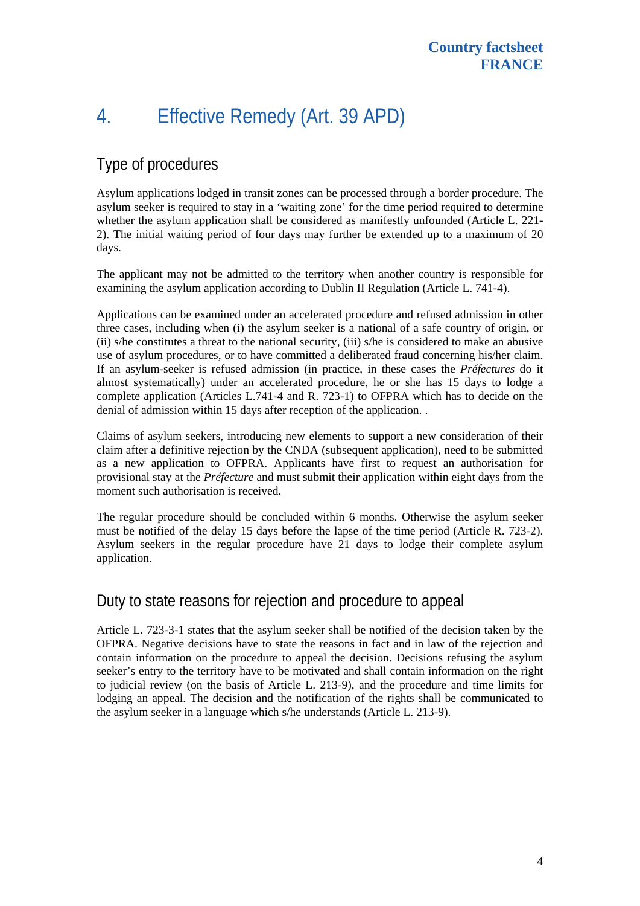# 4. Effective Remedy (Art. 39 APD)

## Type of procedures

Asylum applications lodged in transit zones can be processed through a border procedure. The asylum seeker is required to stay in a 'waiting zone' for the time period required to determine whether the asylum application shall be considered as manifestly unfounded (Article L. 221-2). The initial waiting period of four days may further be extended up to a maximum of 20 days.

The applicant may not be admitted to the territory when another country is responsible for examining the asylum application according to Dublin II Regulation (Article L. 741-4).

Applications can be examined under an accelerated procedure and refused admission in other three cases, including when (i) the asylum seeker is a national of a safe country of origin, or (ii) s/he constitutes a threat to the national security, (iii) s/he is considered to make an abusive use of asylum procedures, or to have committed a deliberated fraud concerning his/her claim. If an asylum-seeker is refused admission (in practice, in these cases the *Préfectures* do it almost systematically) under an accelerated procedure, he or she has 15 days to lodge a complete application (Articles L.741-4 and R. 723-1) to OFPRA which has to decide on the denial of admission within 15 days after reception of the application. .

Claims of asylum seekers, introducing new elements to support a new consideration of their claim after a definitive rejection by the CNDA (subsequent application), need to be submitted as a new application to OFPRA. Applicants have first to request an authorisation for provisional stay at the *Préfecture* and must submit their application within eight days from the moment such authorisation is received.

The regular procedure should be concluded within 6 months. Otherwise the asylum seeker must be notified of the delay 15 days before the lapse of the time period (Article R. 723-2). Asylum seekers in the regular procedure have 21 days to lodge their complete asylum application.

## Duty to state reasons for rejection and procedure to appeal

Article L. 723-3-1 states that the asylum seeker shall be notified of the decision taken by the OFPRA. Negative decisions have to state the reasons in fact and in law of the rejection and contain information on the procedure to appeal the decision. Decisions refusing the asylum seeker's entry to the territory have to be motivated and shall contain information on the right to judicial review (on the basis of Article L. 213-9), and the procedure and time limits for lodging an appeal. The decision and the notification of the rights shall be communicated to the asylum seeker in a language which s/he understands (Article L. 213-9).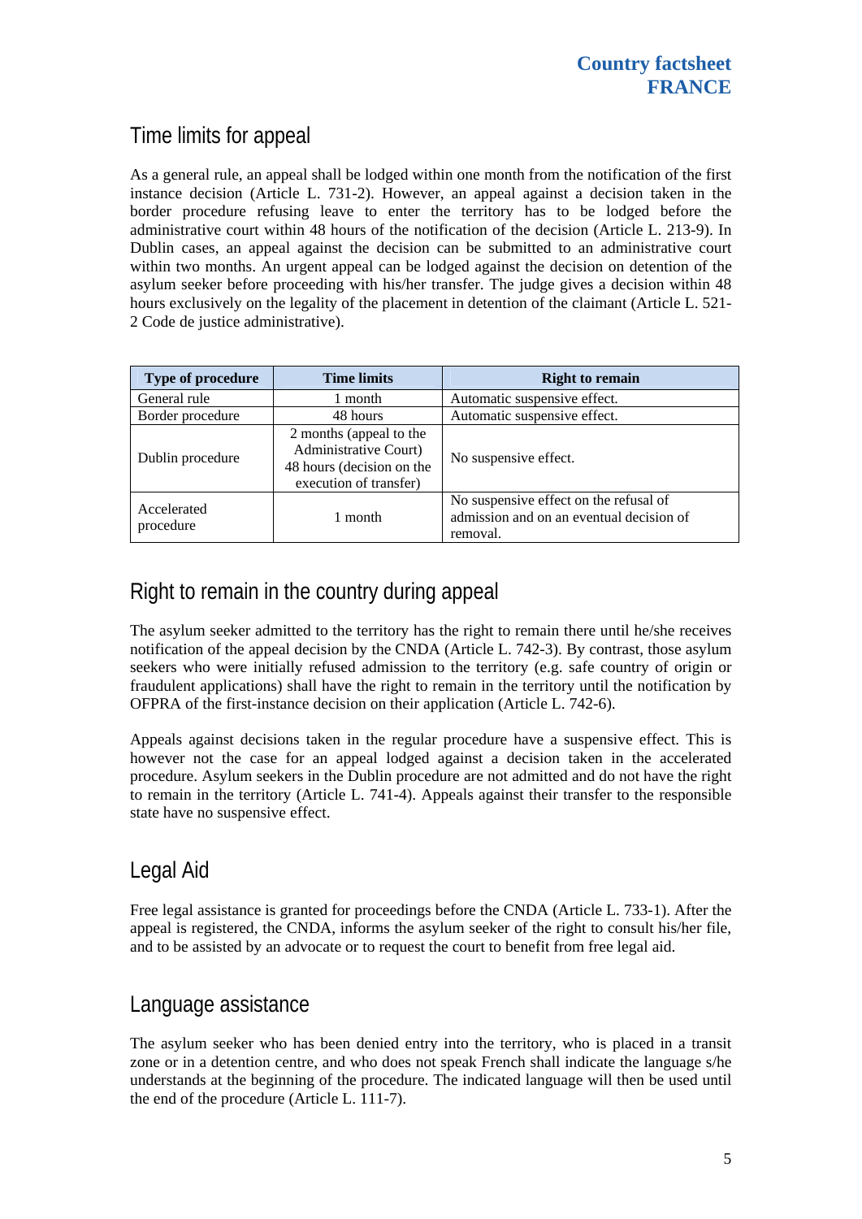## Time limits for appeal

As a general rule, an appeal shall be lodged within one month from the notification of the first instance decision (Article L. 731-2). However, an appeal against a decision taken in the border procedure refusing leave to enter the territory has to be lodged before the administrative court within 48 hours of the notification of the decision (Article L. 213-9). In Dublin cases, an appeal against the decision can be submitted to an administrative court within two months. An urgent appeal can be lodged against the decision on detention of the asylum seeker before proceeding with his/her transfer. The judge gives a decision within 48 hours exclusively on the legality of the placement in detention of the claimant (Article L. 521-2 Code de justice administrative).

| Type of procedure | Time limits | Right to remain |
|---|---|---|
| General rule | 1 month | Automatic suspensive effect. |
| Border procedure | 48 hours | Automatic suspensive effect. |
| Dublin procedure | 2 months (appeal to the Administrative Court)<br>48 hours (decision on the execution of transfer) | No suspensive effect. |
| Accelerated procedure | 1 month | No suspensive effect on the refusal of admission and on an eventual decision of removal. |

## Right to remain in the country during appeal

The asylum seeker admitted to the territory has the right to remain there until he/she receives notification of the appeal decision by the CNDA (Article L. 742-3). By contrast, those asylum seekers who were initially refused admission to the territory (e.g. safe country of origin or fraudulent applications) shall have the right to remain in the territory until the notification by OFPRA of the first-instance decision on their application (Article L. 742-6).

Appeals against decisions taken in the regular procedure have a suspensive effect. This is however not the case for an appeal lodged against a decision taken in the accelerated procedure. Asylum seekers in the Dublin procedure are not admitted and do not have the right to remain in the territory (Article L. 741-4). Appeals against their transfer to the responsible state have no suspensive effect.

## Legal Aid

Free legal assistance is granted for proceedings before the CNDA (Article L. 733-1). After the appeal is registered, the CNDA, informs the asylum seeker of the right to consult his/her file, and to be assisted by an advocate or to request the court to benefit from free legal aid.

## Language assistance

The asylum seeker who has been denied entry into the territory, who is placed in a transit zone or in a detention centre, and who does not speak French shall indicate the language s/he understands at the beginning of the procedure. The indicated language will then be used until the end of the procedure (Article L. 111-7).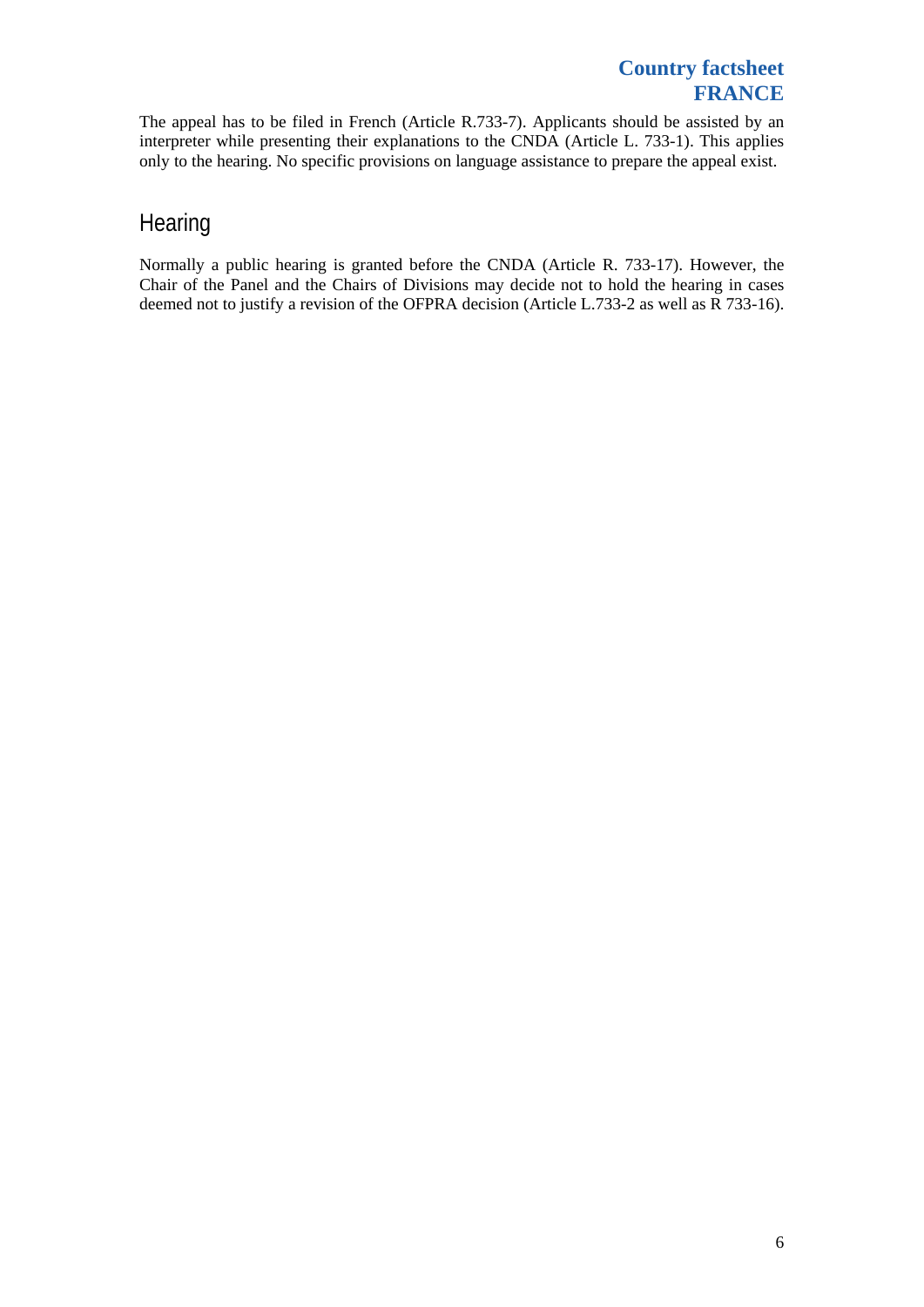The appeal has to be filed in French (Article R.733-7). Applicants should be assisted by an interpreter while presenting their explanations to the CNDA (Article L. 733-1). This applies only to the hearing. No specific provisions on language assistance to prepare the appeal exist.

## Hearing

Normally a public hearing is granted before the CNDA (Article R. 733-17). However, the Chair of the Panel and the Chairs of Divisions may decide not to hold the hearing in cases deemed not to justify a revision of the OFPRA decision (Article L.733-2 as well as R 733-16).